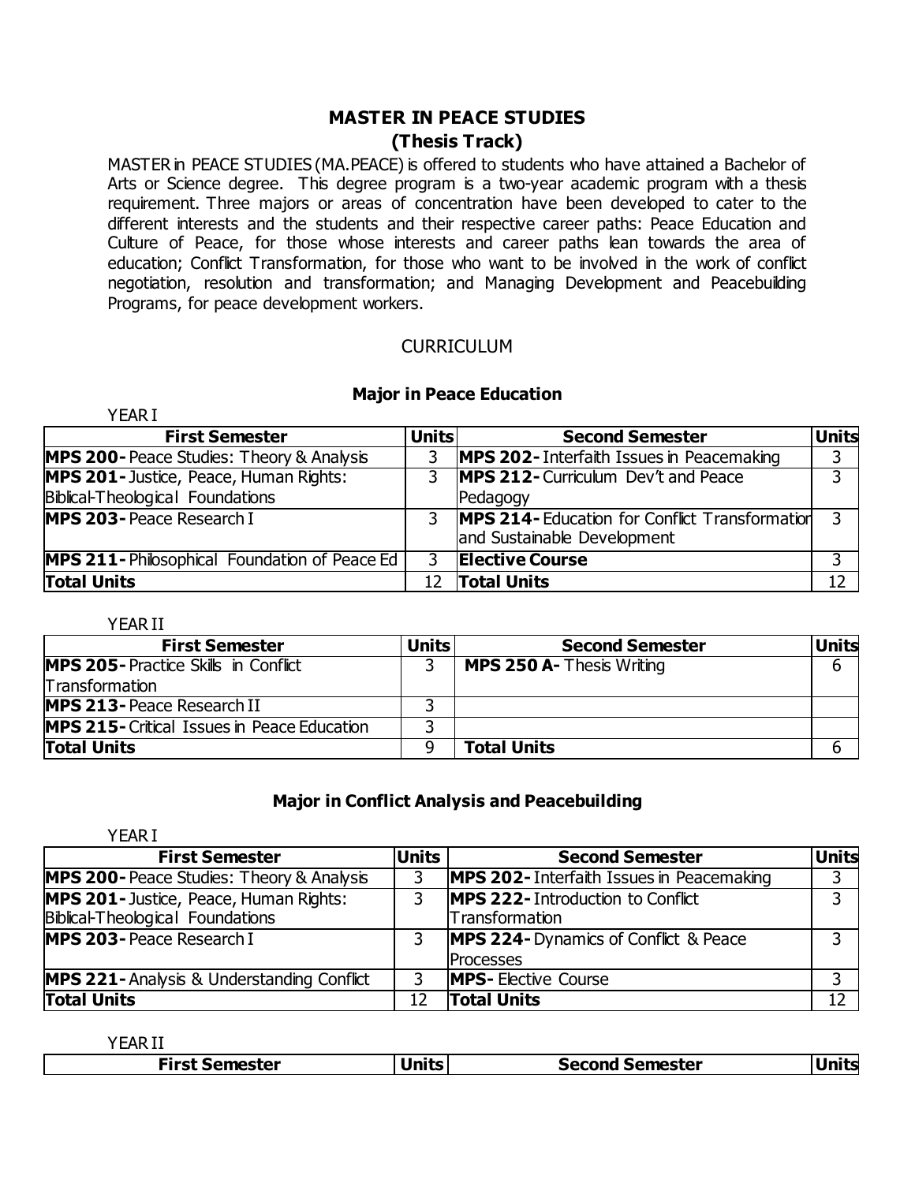# MASTER IN PEACE STUDIES

## (Thesis Track)

MASTER in PEACE STUDIES (MA.PEACE) is offered to students who have attained a Bachelor of Arts or Science degree. This degree program is a two-year academic program with a thesis requirement. Three majors or areas of concentration have been developed to cater to the different interests and the students and their respective career paths: Peace Education and Culture of Peace, for those whose interests and career paths lean towards the area of education; Conflict Transformation, for those who want to be involved in the work of conflict negotiation, resolution and transformation; and Managing Development and Peacebuilding Programs, for peace development workers.

CURRICULUM

### Major in Peace Education

YEAR I

| First Semester | Units | Second Semester | Units |
|---|---|---|---|
| **MPS 200-** Peace Studies: Theory & Analysis | 3 | **MPS 202-** Interfaith Issues in Peacemaking | 3 |
| **MPS 201-** Justice, Peace, Human Rights: Biblical-Theological Foundations | 3 | **MPS 212-** Curriculum Dev't and Peace Pedagogy | 3 |
| **MPS 203-** Peace Research I | 3 | **MPS 214-** Education for Conflict Transformation and Sustainable Development | 3 |
| **MPS 211-** Philosophical Foundation of Peace Ed | 3 | **Elective Course** | 3 |
| **Total Units** | 12 | **Total Units** | 12 |

YEAR II

| First Semester | Units | Second Semester | Units |
|---|---|---|---|
| **MPS 205-** Practice Skills in Conflict Transformation | 3 | **MPS 250 A-** Thesis Writing | 6 |
| **MPS 213-** Peace Research II | 3 | | |
| **MPS 215-** Critical Issues in Peace Education | 3 | | |
| **Total Units** | 9 | **Total Units** | 6 |

### Major in Conflict Analysis and Peacebuilding

YEAR I

| First Semester | Units | Second Semester | Units |
|---|---|---|---|
| **MPS 200-** Peace Studies: Theory & Analysis | 3 | **MPS 202-** Interfaith Issues in Peacemaking | 3 |
| **MPS 201-** Justice, Peace, Human Rights: Biblical-Theological Foundations | 3 | **MPS 222-** Introduction to Conflict Transformation | 3 |
| **MPS 203-** Peace Research I | 3 | **MPS 224-** Dynamics of Conflict & Peace Processes | 3 |
| **MPS 221-** Analysis & Understanding Conflict | 3 | **MPS-** Elective Course | 3 |
| **Total Units** | 12 | **Total Units** | 12 |

YEAR II

| First Semester | Units | Second Semester | Units |
|---|---|---|---|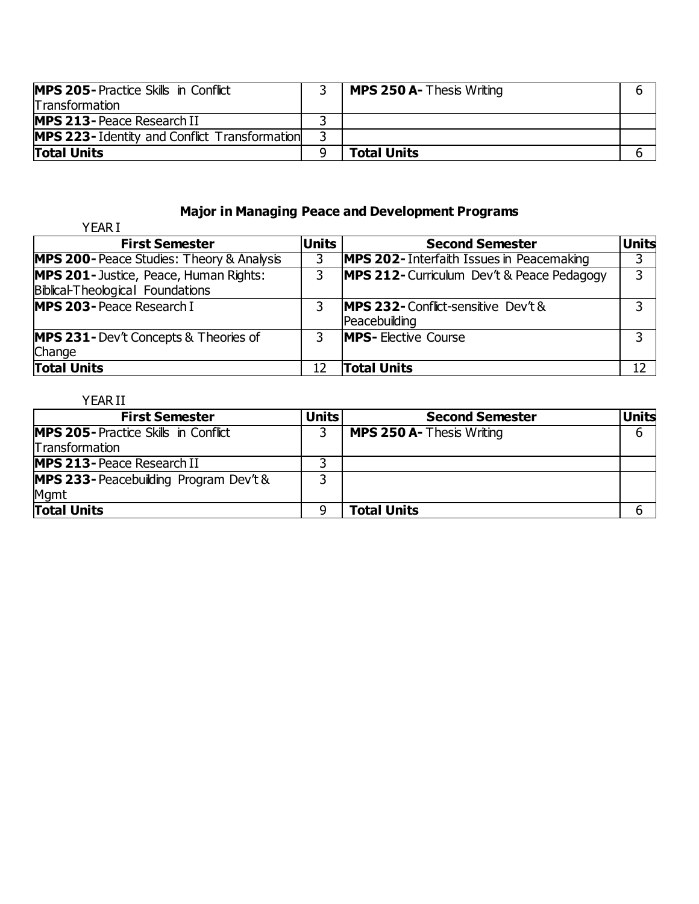| | | | |
|---|---|---|---|
| **MPS 205-** Practice Skills in Conflict Transformation | 3 | **MPS 250 A-** Thesis Writing | 6 |
| **MPS 213-** Peace Research II | 3 | | |
| **MPS 223-** Identity and Conflict Transformation | 3 | | |
| **Total Units** | 9 | **Total Units** | 6 |

## Major in Managing Peace and Development Programs

YEAR I

| First Semester | Units | Second Semester | Units |
|---|---|---|---|
| **MPS 200-** Peace Studies: Theory & Analysis | 3 | **MPS 202-** Interfaith Issues in Peacemaking | 3 |
| **MPS 201-** Justice, Peace, Human Rights: Biblical-Theological Foundations | 3 | **MPS 212-** Curriculum Dev't & Peace Pedagogy | 3 |
| **MPS 203-** Peace Research I | 3 | **MPS 232-** Conflict-sensitive Dev't & Peacebuilding | 3 |
| **MPS 231-** Dev't Concepts & Theories of Change | 3 | **MPS-** Elective Course | 3 |
| **Total Units** | 12 | **Total Units** | 12 |

YEAR II

| First Semester | Units | Second Semester | Units |
|---|---|---|---|
| **MPS 205-** Practice Skills in Conflict Transformation | 3 | **MPS 250 A-** Thesis Writing | 6 |
| **MPS 213-** Peace Research II | 3 | | |
| **MPS 233-** Peacebuilding Program Dev't & Mgmt | 3 | | |
| **Total Units** | 9 | **Total Units** | 6 |